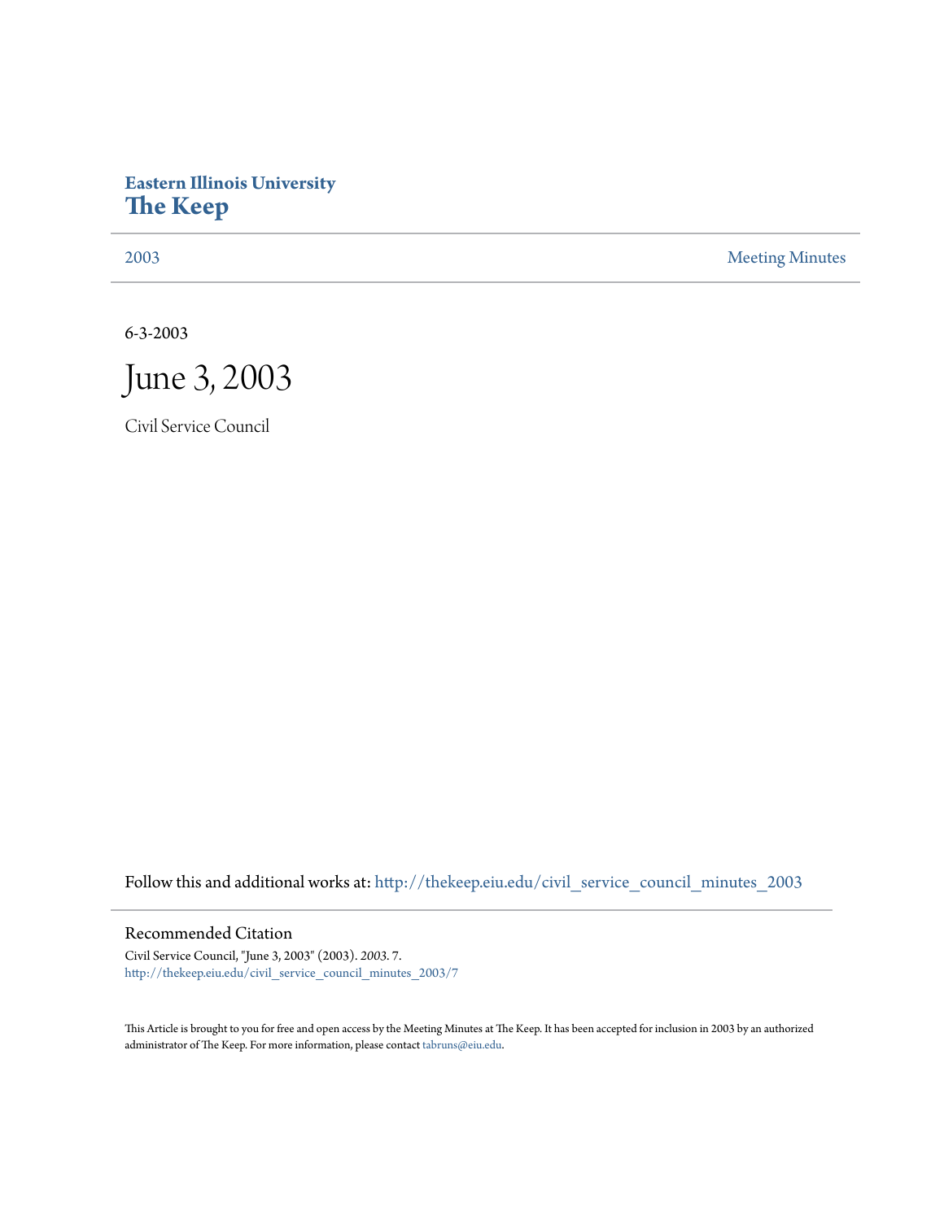**Eastern Illinois University**
# The Keep

2003 | Meeting Minutes

6-3-2003

# June 3, 2003

Civil Service Council

Follow this and additional works at: http://thekeep.eiu.edu/civil_service_council_minutes_2003

## Recommended Citation

Civil Service Council, "June 3, 2003" (2003). *2003*. 7.
http://thekeep.eiu.edu/civil_service_council_minutes_2003/7

This Article is brought to you for free and open access by the Meeting Minutes at The Keep. It has been accepted for inclusion in 2003 by an authorized administrator of The Keep. For more information, please contact tabruns@eiu.edu.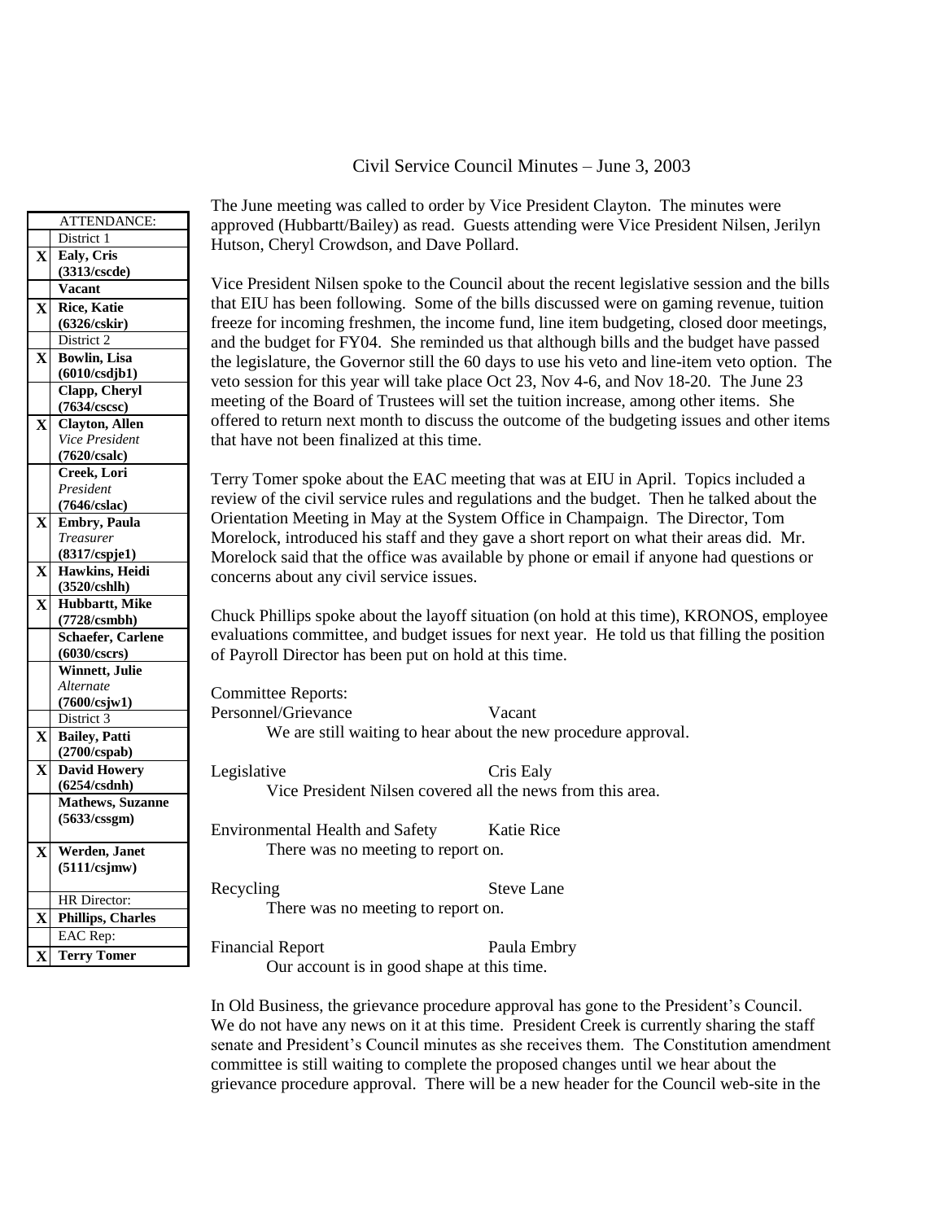# Civil Service Council Minutes – June 3, 2003

| | ATTENDANCE: |
|---|---|
| | District 1 |
| X | **Ealy, Cris (3313/cscde)** |
| | **Vacant** |
| X | **Rice, Katie (6326/cskir)** |
| | District 2 |
| X | **Bowlin, Lisa (6010/csdjb1)** |
| | **Clapp, Cheryl (7634/cscsc)** |
| X | **Clayton, Allen** *Vice President* **(7620/csalc)** |
| | **Creek, Lori** *President* **(7646/cslac)** |
| X | **Embry, Paula** *Treasurer* **(8317/cspje1)** |
| X | **Hawkins, Heidi (3520/cshlh)** |
| X | **Hubbartt, Mike (7728/csmbh)** |
| | **Schaefer, Carlene (6030/cscrs)** |
| | **Winnett, Julie** *Alternate* **(7600/csjw1)** |
| | District 3 |
| X | **Bailey, Patti (2700/cspab)** |
| X | **David Howery (6254/csdnh)** |
| | **Mathews, Suzanne (5633/cssgm)** |
| X | **Werden, Janet (5111/csjmw)** |
| | HR Director: |
| X | **Phillips, Charles** |
| | EAC Rep: |
| X | **Terry Tomer** |

The June meeting was called to order by Vice President Clayton. The minutes were approved (Hubbartt/Bailey) as read. Guests attending were Vice President Nilsen, Jerilyn Hutson, Cheryl Crowdson, and Dave Pollard.

Vice President Nilsen spoke to the Council about the recent legislative session and the bills that EIU has been following. Some of the bills discussed were on gaming revenue, tuition freeze for incoming freshmen, the income fund, line item budgeting, closed door meetings, and the budget for FY04. She reminded us that although bills and the budget have passed the legislature, the Governor still the 60 days to use his veto and line-item veto option. The veto session for this year will take place Oct 23, Nov 4-6, and Nov 18-20. The June 23 meeting of the Board of Trustees will set the tuition increase, among other items. She offered to return next month to discuss the outcome of the budgeting issues and other items that have not been finalized at this time.

Terry Tomer spoke about the EAC meeting that was at EIU in April. Topics included a review of the civil service rules and regulations and the budget. Then he talked about the Orientation Meeting in May at the System Office in Champaign. The Director, Tom Morelock, introduced his staff and they gave a short report on what their areas did. Mr. Morelock said that the office was available by phone or email if anyone had questions or concerns about any civil service issues.

Chuck Phillips spoke about the layoff situation (on hold at this time), KRONOS, employee evaluations committee, and budget issues for next year. He told us that filling the position of Payroll Director has been put on hold at this time.

Committee Reports:

Personnel/Grievance — Vacant
We are still waiting to hear about the new procedure approval.

Legislative — Cris Ealy
Vice President Nilsen covered all the news from this area.

Environmental Health and Safety — Katie Rice
There was no meeting to report on.

Recycling — Steve Lane
There was no meeting to report on.

Financial Report — Paula Embry
Our account is in good shape at this time.

In Old Business, the grievance procedure approval has gone to the President's Council. We do not have any news on it at this time. President Creek is currently sharing the staff senate and President's Council minutes as she receives them. The Constitution amendment committee is still waiting to complete the proposed changes until we hear about the grievance procedure approval. There will be a new header for the Council web-site in the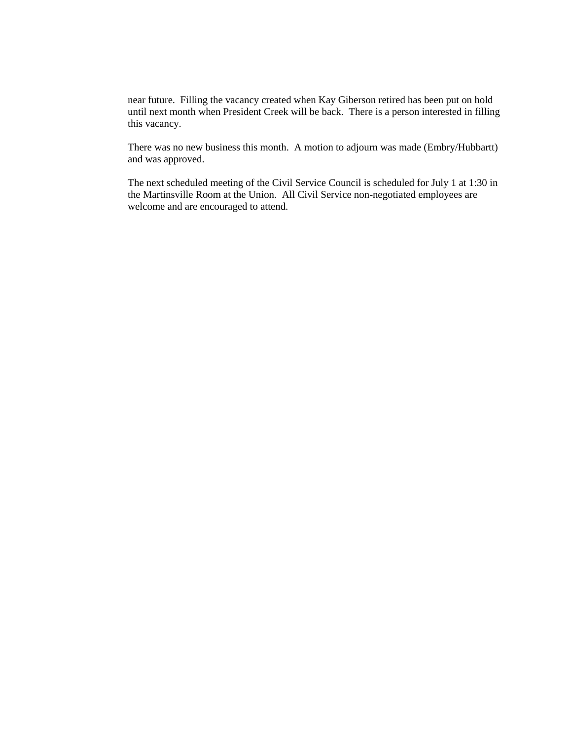near future. Filling the vacancy created when Kay Giberson retired has been put on hold until next month when President Creek will be back. There is a person interested in filling this vacancy.

There was no new business this month. A motion to adjourn was made (Embry/Hubbartt) and was approved.

The next scheduled meeting of the Civil Service Council is scheduled for July 1 at 1:30 in the Martinsville Room at the Union. All Civil Service non-negotiated employees are welcome and are encouraged to attend.